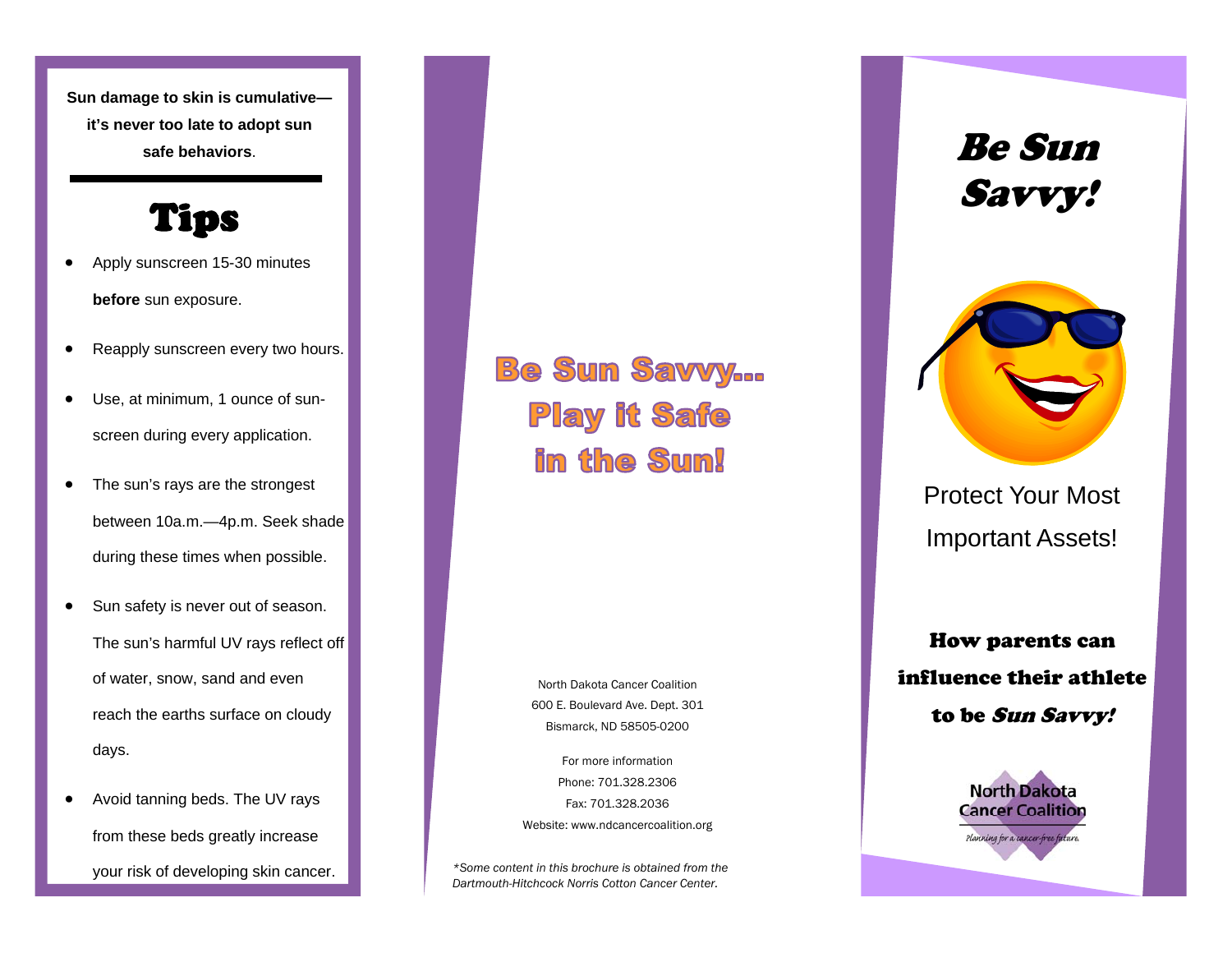**Sun damage to skin is cumulative—it's never too late to adopt sun safe behaviors**.

## Tips

- Apply sunscreen 15-30 minutes **before** sun exposure.
- Reapply sunscreen every two hours.
- Use, at minimum, 1 ounce of sun-screen during every application.
- The sun's rays are the strongest between 10a.m.—4p.m. Seek shade during these times when possible.
- Sun safety is never out of season. The sun's harmful UV rays reflect off of water, snow, sand and even reach the earths surface on cloudy days.
- Avoid tanning beds. The UV rays from these beds greatly increase your risk of developing skin cancer.

## Be Sun Savvy... Play it Safe in the Sun!

North Dakota Cancer Coalition
600 E. Boulevard Ave. Dept. 301
Bismarck, ND 58505-0200

For more information
Phone: 701.328.2306
Fax: 701.328.2036
Website: www.ndcancercoalition.org

*\*Some content in this brochure is obtained from the Dartmouth-Hitchcock Norris Cotton Cancer Center.*

# Be Sun Savvy!

Protect Your Most Important Assets!

### How parents can influence their athlete to be *Sun Savvy!*

North Dakota Cancer Coalition
*Planning for a cancer-free future.*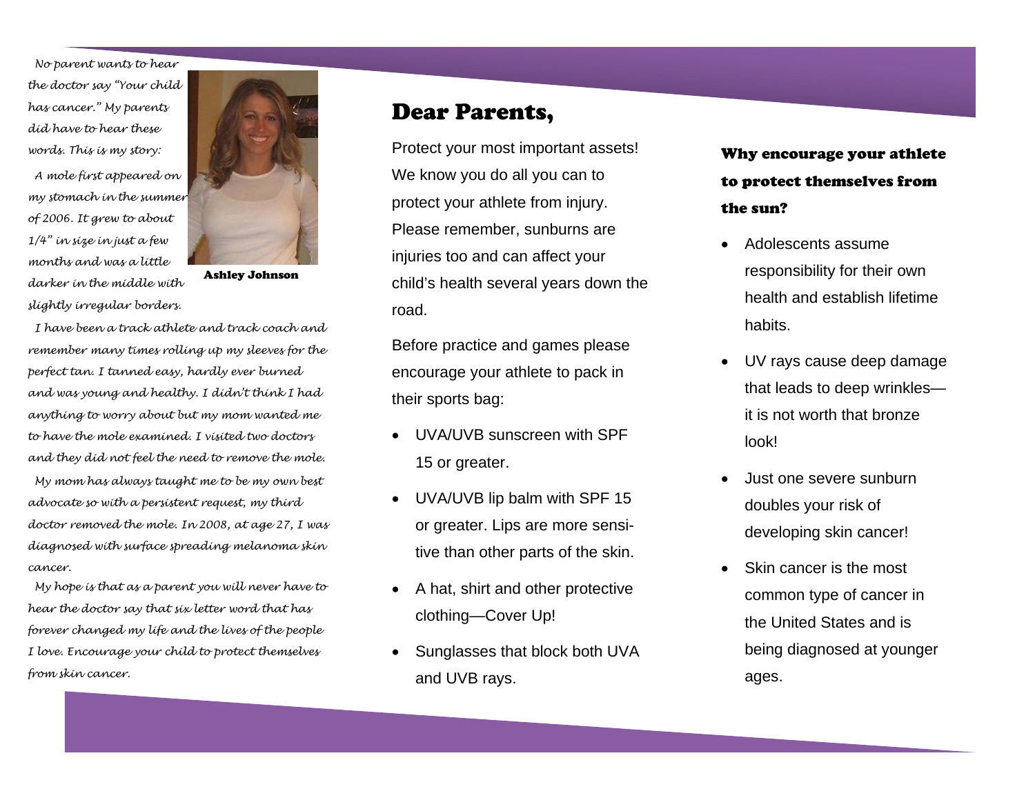*No parent wants to hear the doctor say "Your child has cancer." My parents did have to hear these words. This is my story:*

*A mole first appeared on my stomach in the summer of 2006. It grew to about 1/4" in size in just a few months and was a little darker in the middle with slightly irregular borders.*

**Ashley Johnson**

*I have been a track athlete and track coach and remember many times rolling up my sleeves for the perfect tan. I tanned easy, hardly ever burned and was young and healthy. I didn't think I had anything to worry about but my mom wanted me to have the mole examined. I visited two doctors and they did not feel the need to remove the mole.*

*My mom has always taught me to be my own best advocate so with a persistent request, my third doctor removed the mole. In 2008, at age 27, I was diagnosed with surface spreading melanoma skin cancer.*

*My hope is that as a parent you will never have to hear the doctor say that six letter word that has forever changed my life and the lives of the people I love. Encourage your child to protect themselves from skin cancer.*

## Dear Parents,

Protect your most important assets! We know you do all you can to protect your athlete from injury. Please remember, sunburns are injuries too and can affect your child's health several years down the road.

Before practice and games please encourage your athlete to pack in their sports bag:

- UVA/UVB sunscreen with SPF 15 or greater.
- UVA/UVB lip balm with SPF 15 or greater. Lips are more sensitive than other parts of the skin.
- A hat, shirt and other protective clothing—Cover Up!
- Sunglasses that block both UVA and UVB rays.

### Why encourage your athlete to protect themselves from the sun?

- Adolescents assume responsibility for their own health and establish lifetime habits.
- UV rays cause deep damage that leads to deep wrinkles—it is not worth that bronze look!
- Just one severe sunburn doubles your risk of developing skin cancer!
- Skin cancer is the most common type of cancer in the United States and is being diagnosed at younger ages.